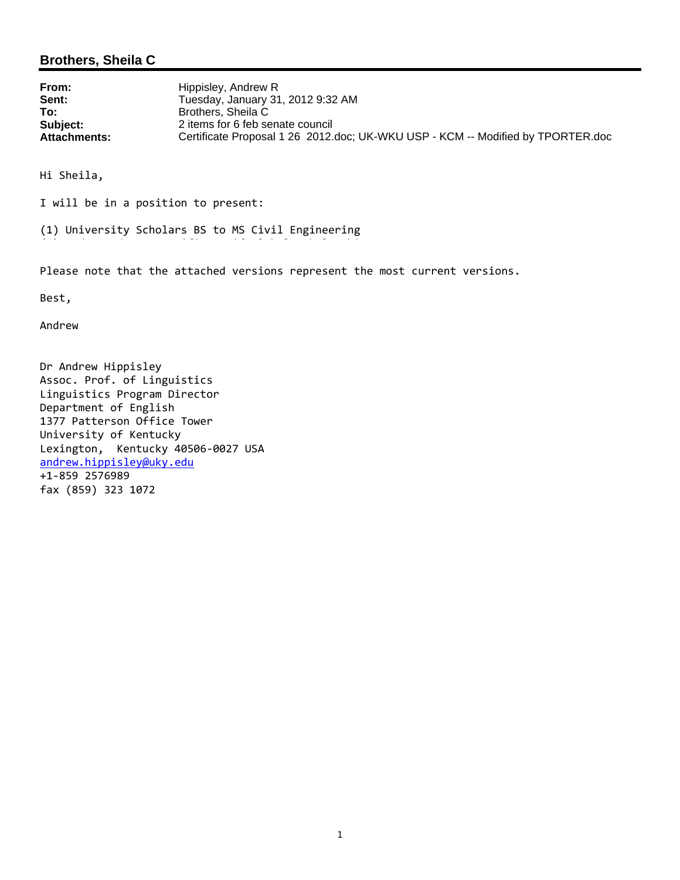## Brothers, Sheila C

**From:** Hippisley, Andrew R
**Sent:** Tuesday, January 31, 2012 9:32 AM
**To:** Brothers, Sheila C
**Subject:** 2 items for 6 feb senate council
**Attachments:** Certificate Proposal 1 26 2012.doc; UK-WKU USP - KCM -- Modified by TPORTER.doc

Hi Sheila,

I will be in a position to present:

(1) University Scholars BS to MS Civil Engineering

Please note that the attached versions represent the most current versions.

Best,

Andrew

Dr Andrew Hippisley
Assoc. Prof. of Linguistics
Linguistics Program Director
Department of English
1377 Patterson Office Tower
University of Kentucky
Lexington, Kentucky 40506-0027 USA
andrew.hippisley@uky.edu
+1-859 2576989
fax (859) 323 1072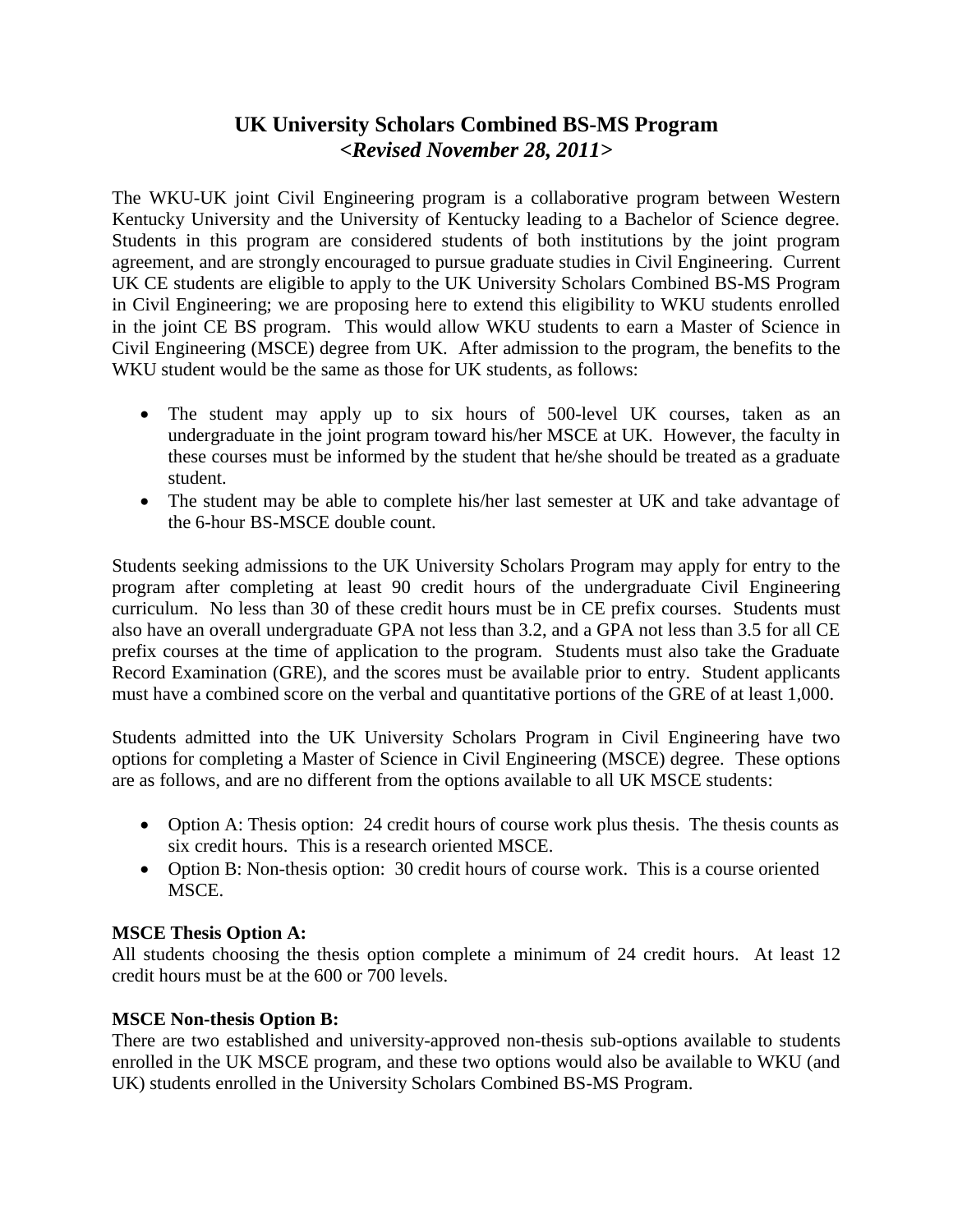# UK University Scholars Combined BS-MS Program
## *<Revised November 28, 2011>*

The WKU-UK joint Civil Engineering program is a collaborative program between Western Kentucky University and the University of Kentucky leading to a Bachelor of Science degree. Students in this program are considered students of both institutions by the joint program agreement, and are strongly encouraged to pursue graduate studies in Civil Engineering. Current UK CE students are eligible to apply to the UK University Scholars Combined BS-MS Program in Civil Engineering; we are proposing here to extend this eligibility to WKU students enrolled in the joint CE BS program. This would allow WKU students to earn a Master of Science in Civil Engineering (MSCE) degree from UK. After admission to the program, the benefits to the WKU student would be the same as those for UK students, as follows:

- The student may apply up to six hours of 500-level UK courses, taken as an undergraduate in the joint program toward his/her MSCE at UK. However, the faculty in these courses must be informed by the student that he/she should be treated as a graduate student.
- The student may be able to complete his/her last semester at UK and take advantage of the 6-hour BS-MSCE double count.

Students seeking admissions to the UK University Scholars Program may apply for entry to the program after completing at least 90 credit hours of the undergraduate Civil Engineering curriculum. No less than 30 of these credit hours must be in CE prefix courses. Students must also have an overall undergraduate GPA not less than 3.2, and a GPA not less than 3.5 for all CE prefix courses at the time of application to the program. Students must also take the Graduate Record Examination (GRE), and the scores must be available prior to entry. Student applicants must have a combined score on the verbal and quantitative portions of the GRE of at least 1,000.

Students admitted into the UK University Scholars Program in Civil Engineering have two options for completing a Master of Science in Civil Engineering (MSCE) degree. These options are as follows, and are no different from the options available to all UK MSCE students:

- Option A: Thesis option: 24 credit hours of course work plus thesis. The thesis counts as six credit hours. This is a research oriented MSCE.
- Option B: Non-thesis option: 30 credit hours of course work. This is a course oriented MSCE.

**MSCE Thesis Option A:**
All students choosing the thesis option complete a minimum of 24 credit hours. At least 12 credit hours must be at the 600 or 700 levels.

**MSCE Non-thesis Option B:**
There are two established and university-approved non-thesis sub-options available to students enrolled in the UK MSCE program, and these two options would also be available to WKU (and UK) students enrolled in the University Scholars Combined BS-MS Program.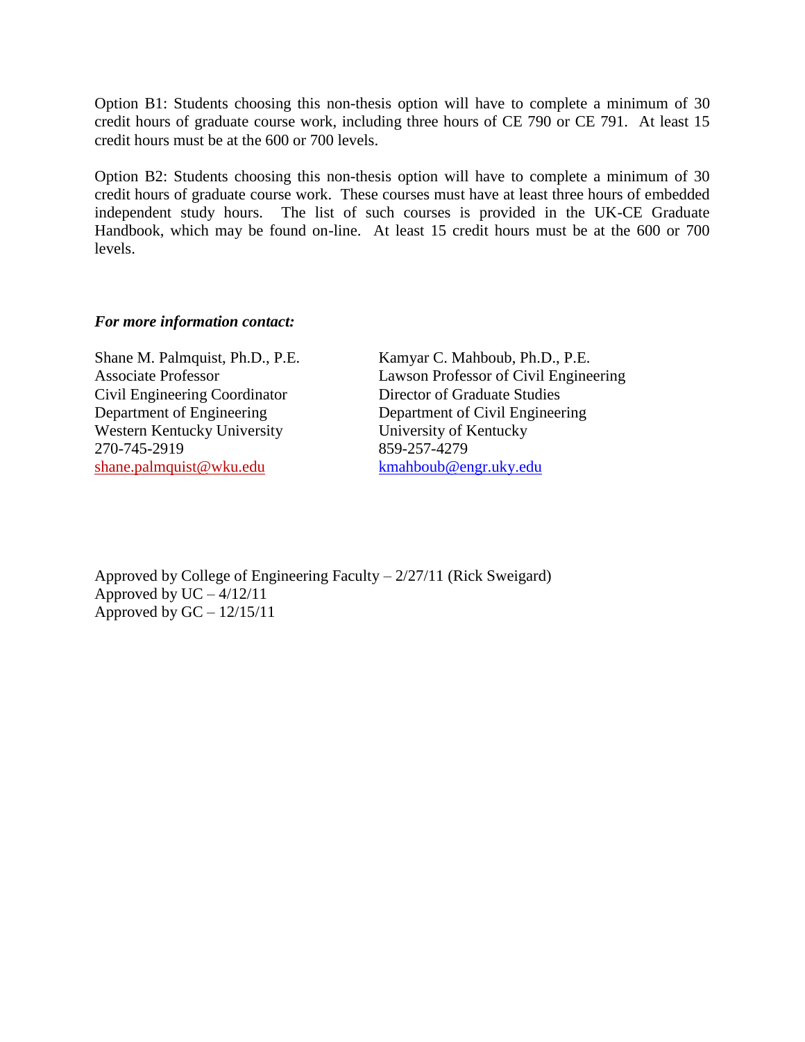Option B1: Students choosing this non-thesis option will have to complete a minimum of 30 credit hours of graduate course work, including three hours of CE 790 or CE 791. At least 15 credit hours must be at the 600 or 700 levels.

Option B2: Students choosing this non-thesis option will have to complete a minimum of 30 credit hours of graduate course work. These courses must have at least three hours of embedded independent study hours. The list of such courses is provided in the UK-CE Graduate Handbook, which may be found on-line. At least 15 credit hours must be at the 600 or 700 levels.

***For more information contact:***

Shane M. Palmquist, Ph.D., P.E.
Associate Professor
Civil Engineering Coordinator
Department of Engineering
Western Kentucky University
270-745-2919
shane.palmquist@wku.edu

Kamyar C. Mahboub, Ph.D., P.E.
Lawson Professor of Civil Engineering
Director of Graduate Studies
Department of Civil Engineering
University of Kentucky
859-257-4279
kmahboub@engr.uky.edu

Approved by College of Engineering Faculty – 2/27/11 (Rick Sweigard)
Approved by UC – 4/12/11
Approved by GC – 12/15/11